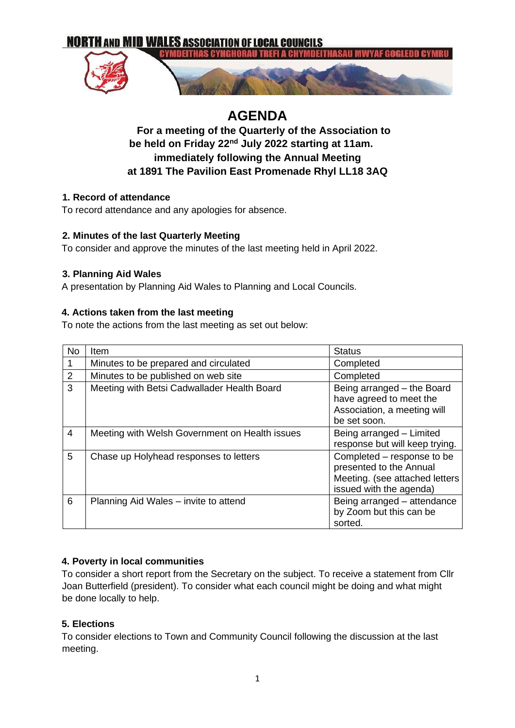NORTH AND MID WALES ASSOCIATION OF LOCAL COUNCILS

CYMDEITHAS CYNGHORAU TREFI A CHYMDEITHASAU MWYAF GOGLEDD CYMRU

# AGENDA

**For a meeting of the Quarterly of the Association to be held on Friday 22nd July 2022 starting at 11am. immediately following the Annual Meeting at 1891 The Pavilion East Promenade Rhyl LL18 3AQ**

### 1. Record of attendance

To record attendance and any apologies for absence.

### 2. Minutes of the last Quarterly Meeting

To consider and approve the minutes of the last meeting held in April 2022.

### 3. Planning Aid Wales

A presentation by Planning Aid Wales to Planning and Local Councils.

### 4. Actions taken from the last meeting

To note the actions from the last meeting as set out below:

| No | Item | Status |
|---|---|---|
| 1 | Minutes to be prepared and circulated | Completed |
| 2 | Minutes to be published on web site | Completed |
| 3 | Meeting with Betsi Cadwallader Health Board | Being arranged – the Board have agreed to meet the Association, a meeting will be set soon. |
| 4 | Meeting with Welsh Government on Health issues | Being arranged – Limited response but will keep trying. |
| 5 | Chase up Holyhead responses to letters | Completed – response to be presented to the Annual Meeting. (see attached letters issued with the agenda) |
| 6 | Planning Aid Wales – invite to attend | Being arranged – attendance by Zoom but this can be sorted. |

### 4. Poverty in local communities

To consider a short report from the Secretary on the subject. To receive a statement from Cllr Joan Butterfield (president). To consider what each council might be doing and what might be done locally to help.

### 5. Elections

To consider elections to Town and Community Council following the discussion at the last meeting.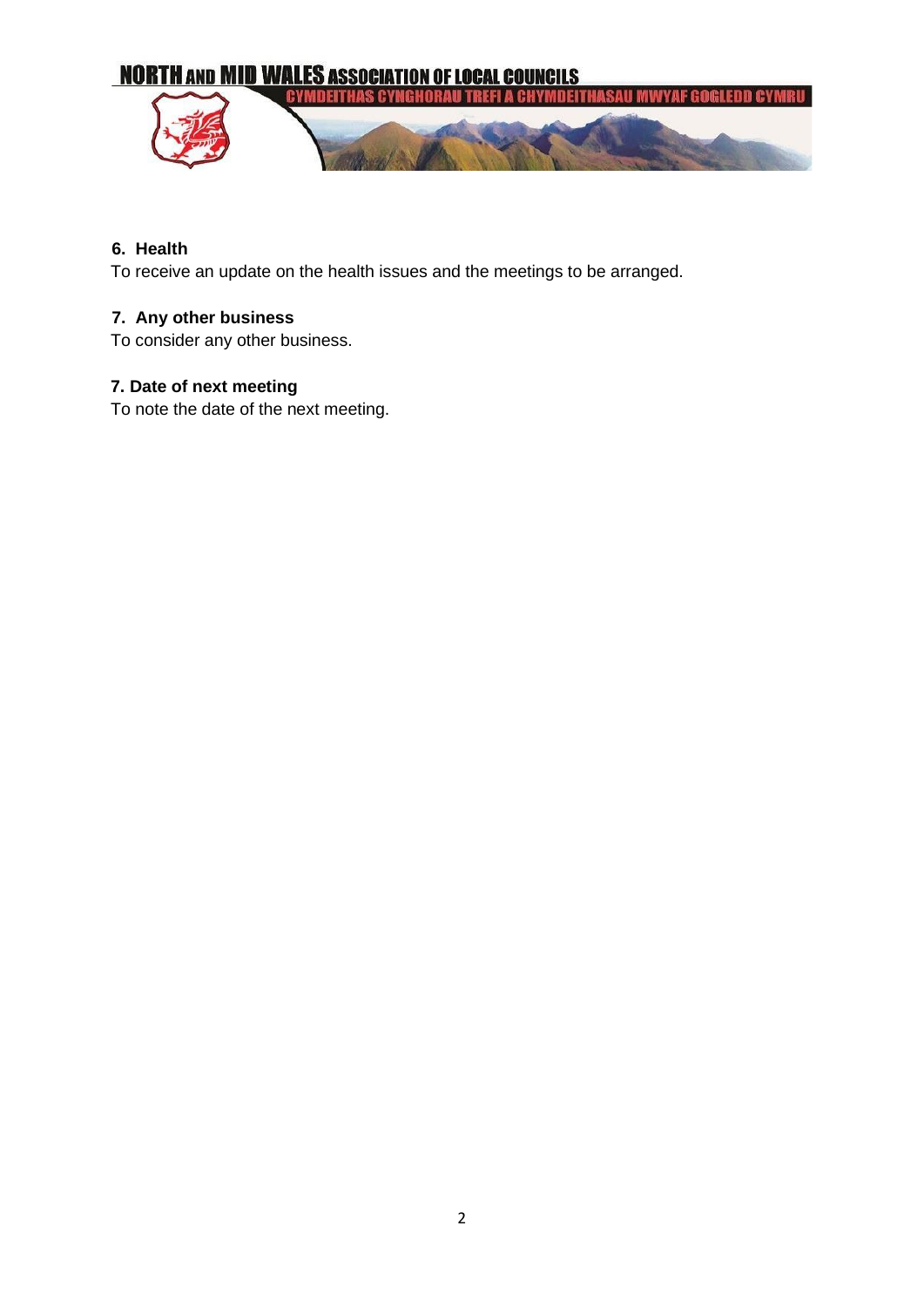**6. Health**

To receive an update on the health issues and the meetings to be arranged.

**7. Any other business**

To consider any other business.

**7. Date of next meeting**

To note the date of the next meeting.